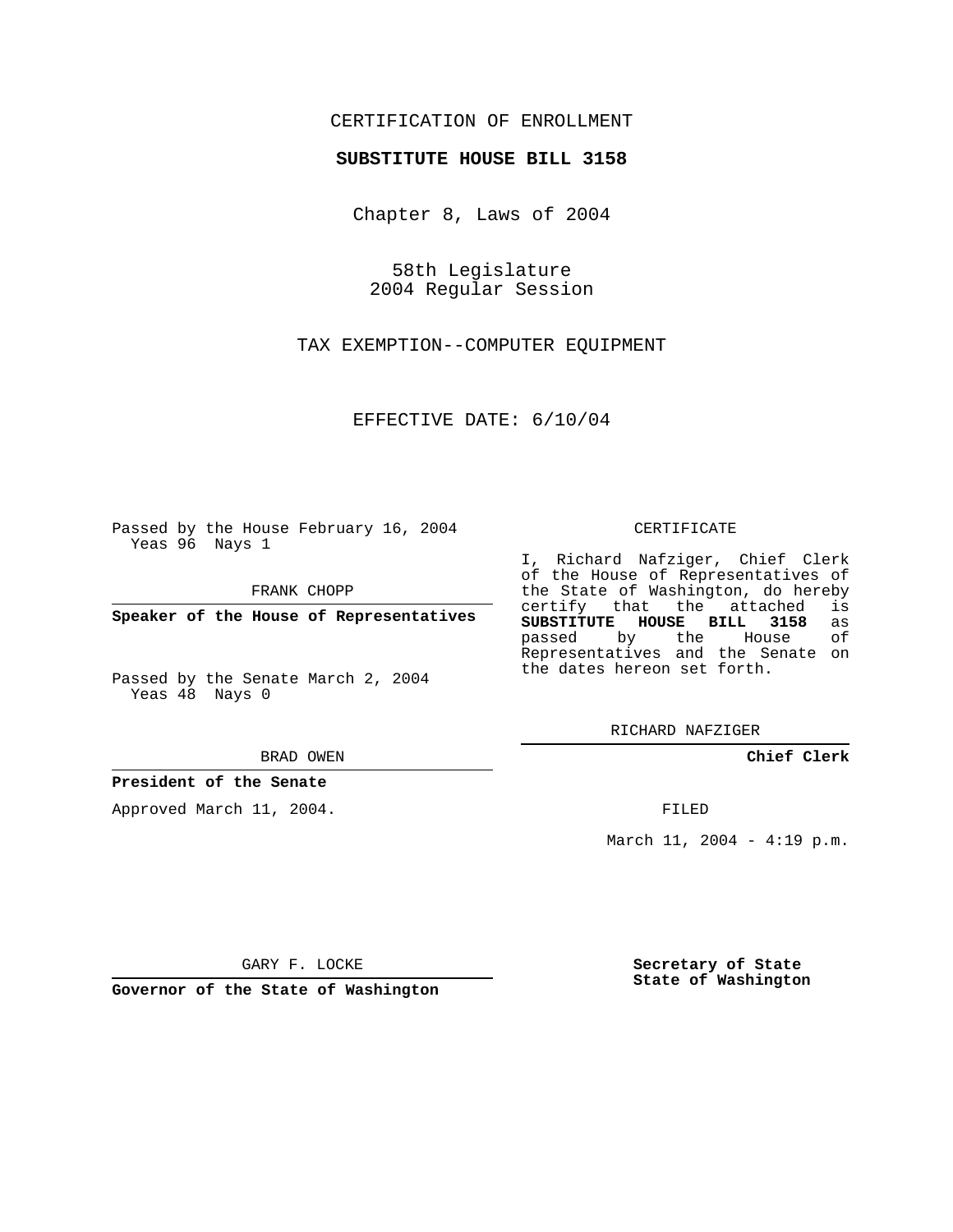CERTIFICATION OF ENROLLMENT

**SUBSTITUTE HOUSE BILL 3158**

Chapter 8, Laws of 2004

58th Legislature
2004 Regular Session

TAX EXEMPTION--COMPUTER EQUIPMENT

EFFECTIVE DATE: 6/10/04

Passed by the House February 16, 2004
Yeas 96 Nays 1

FRANK CHOPP

**Speaker of the House of Representatives**

Passed by the Senate March 2, 2004
Yeas 48 Nays 0

BRAD OWEN

**President of the Senate**

Approved March 11, 2004.

GARY F. LOCKE

**Governor of the State of Washington**

CERTIFICATE

I, Richard Nafziger, Chief Clerk of the House of Representatives of the State of Washington, do hereby certify that the attached is **SUBSTITUTE HOUSE BILL 3158** as passed by the House of Representatives and the Senate on the dates hereon set forth.

RICHARD NAFZIGER

**Chief Clerk**

FILED

March 11, 2004 - 4:19 p.m.

**Secretary of State**
**State of Washington**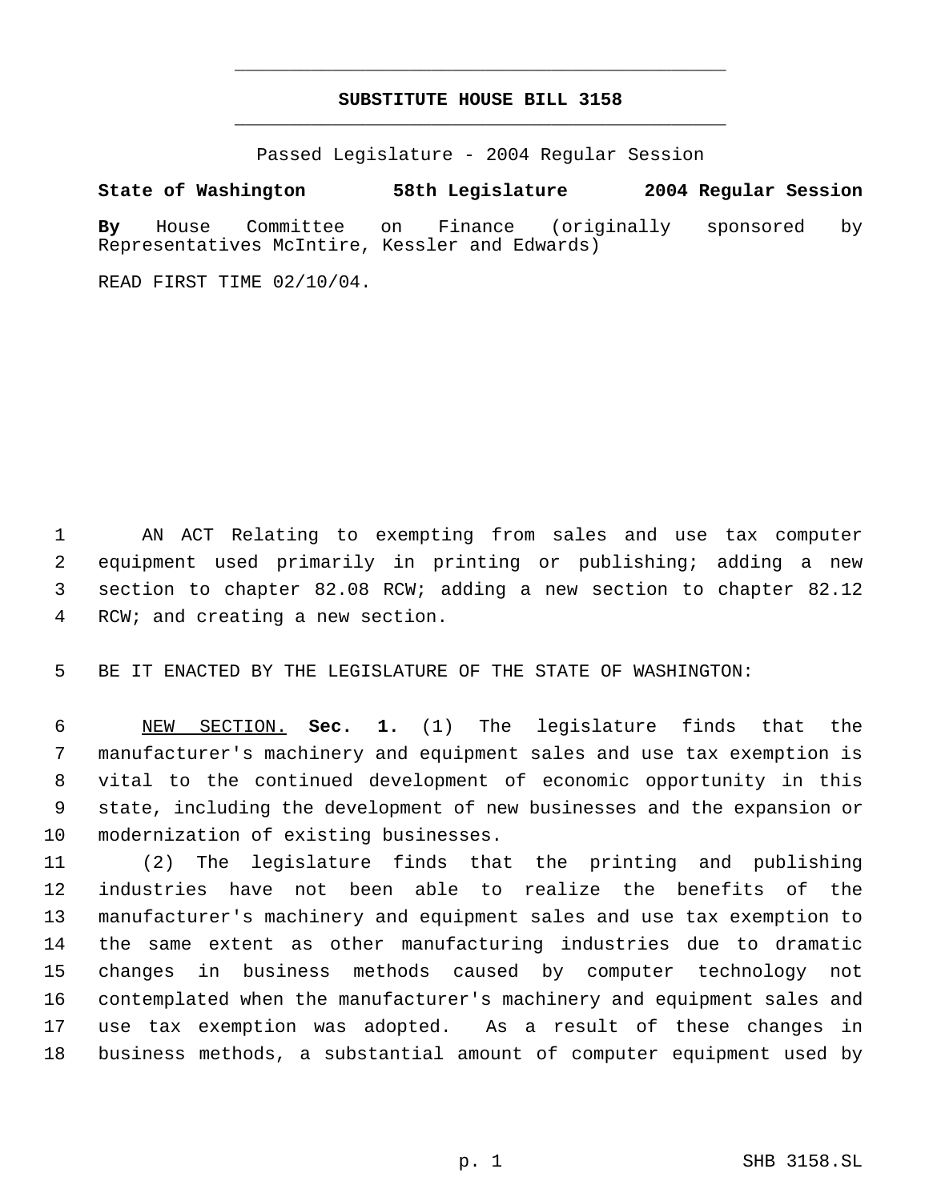# SUBSTITUTE HOUSE BILL 3158

Passed Legislature - 2004 Regular Session

**State of Washington 58th Legislature 2004 Regular Session**

**By** House Committee on Finance (originally sponsored by Representatives McIntire, Kessler and Edwards)

READ FIRST TIME 02/10/04.

AN ACT Relating to exempting from sales and use tax computer equipment used primarily in printing or publishing; adding a new section to chapter 82.08 RCW; adding a new section to chapter 82.12 RCW; and creating a new section.

BE IT ENACTED BY THE LEGISLATURE OF THE STATE OF WASHINGTON:

NEW SECTION. **Sec. 1.** (1) The legislature finds that the manufacturer's machinery and equipment sales and use tax exemption is vital to the continued development of economic opportunity in this state, including the development of new businesses and the expansion or modernization of existing businesses.

(2) The legislature finds that the printing and publishing industries have not been able to realize the benefits of the manufacturer's machinery and equipment sales and use tax exemption to the same extent as other manufacturing industries due to dramatic changes in business methods caused by computer technology not contemplated when the manufacturer's machinery and equipment sales and use tax exemption was adopted. As a result of these changes in business methods, a substantial amount of computer equipment used by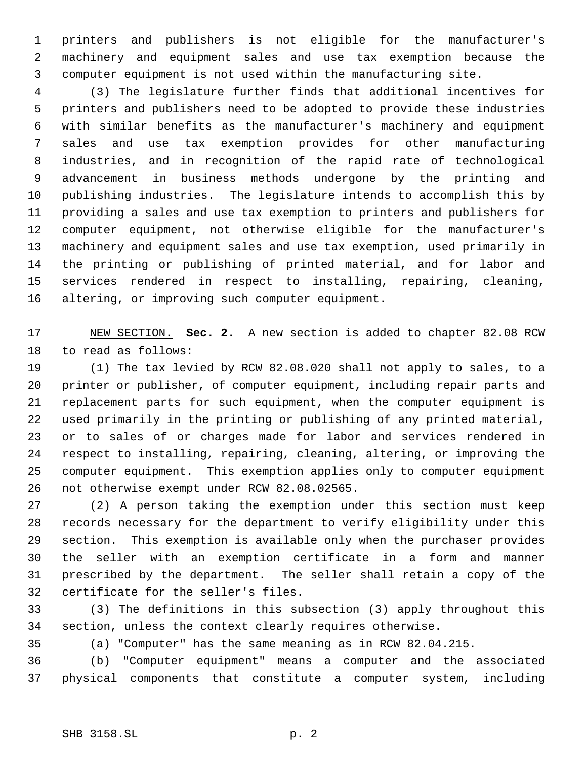printers and publishers is not eligible for the manufacturer's machinery and equipment sales and use tax exemption because the computer equipment is not used within the manufacturing site.

(3) The legislature further finds that additional incentives for printers and publishers need to be adopted to provide these industries with similar benefits as the manufacturer's machinery and equipment sales and use tax exemption provides for other manufacturing industries, and in recognition of the rapid rate of technological advancement in business methods undergone by the printing and publishing industries. The legislature intends to accomplish this by providing a sales and use tax exemption to printers and publishers for computer equipment, not otherwise eligible for the manufacturer's machinery and equipment sales and use tax exemption, used primarily in the printing or publishing of printed material, and for labor and services rendered in respect to installing, repairing, cleaning, altering, or improving such computer equipment.

NEW SECTION. **Sec. 2.** A new section is added to chapter 82.08 RCW to read as follows:

(1) The tax levied by RCW 82.08.020 shall not apply to sales, to a printer or publisher, of computer equipment, including repair parts and replacement parts for such equipment, when the computer equipment is used primarily in the printing or publishing of any printed material, or to sales of or charges made for labor and services rendered in respect to installing, repairing, cleaning, altering, or improving the computer equipment. This exemption applies only to computer equipment not otherwise exempt under RCW 82.08.02565.

(2) A person taking the exemption under this section must keep records necessary for the department to verify eligibility under this section. This exemption is available only when the purchaser provides the seller with an exemption certificate in a form and manner prescribed by the department. The seller shall retain a copy of the certificate for the seller's files.

(3) The definitions in this subsection (3) apply throughout this section, unless the context clearly requires otherwise.

(a) "Computer" has the same meaning as in RCW 82.04.215.

(b) "Computer equipment" means a computer and the associated physical components that constitute a computer system, including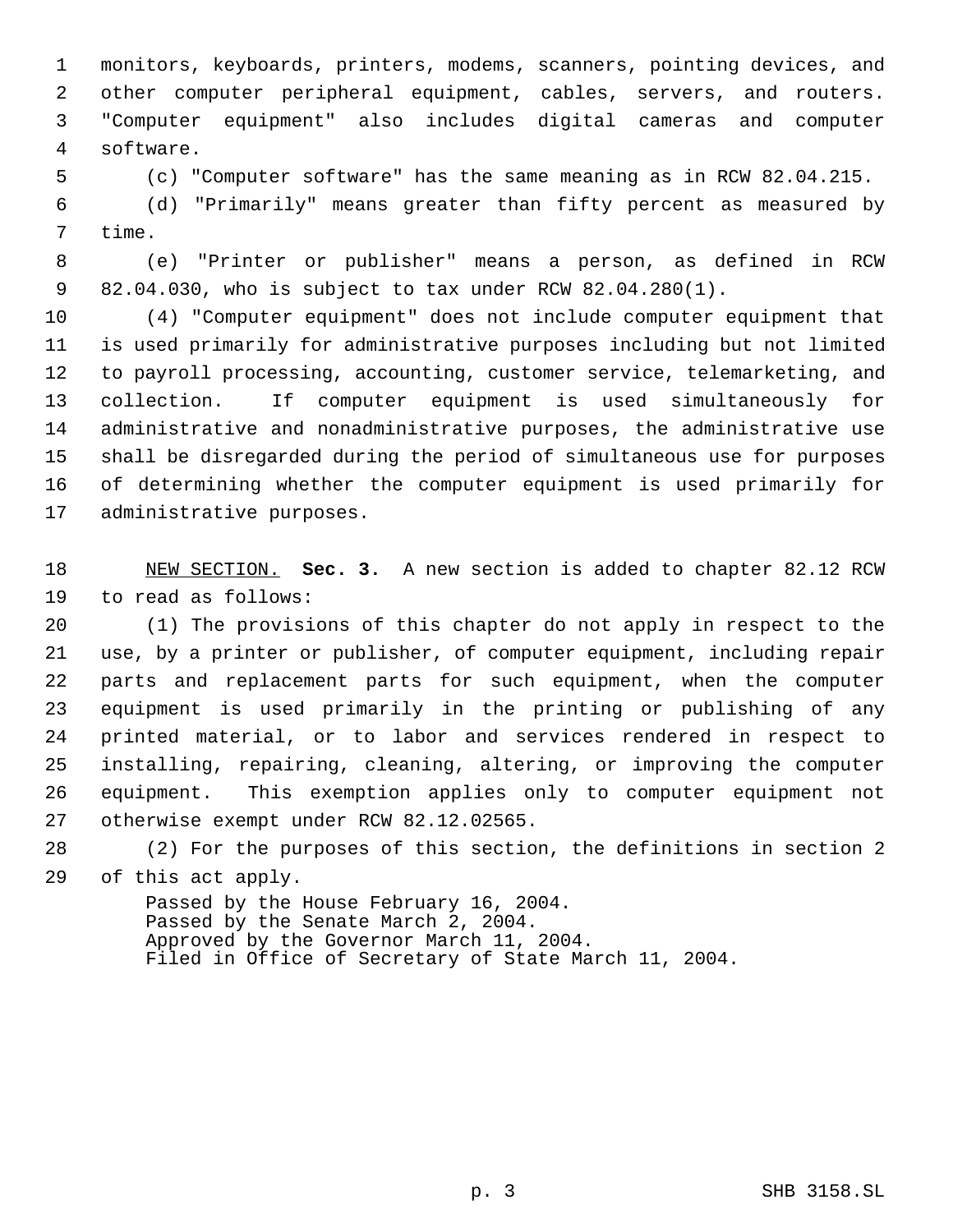monitors, keyboards, printers, modems, scanners, pointing devices, and other computer peripheral equipment, cables, servers, and routers. "Computer equipment" also includes digital cameras and computer software.

(c) "Computer software" has the same meaning as in RCW 82.04.215.

(d) "Primarily" means greater than fifty percent as measured by time.

(e) "Printer or publisher" means a person, as defined in RCW 82.04.030, who is subject to tax under RCW 82.04.280(1).

(4) "Computer equipment" does not include computer equipment that is used primarily for administrative purposes including but not limited to payroll processing, accounting, customer service, telemarketing, and collection. If computer equipment is used simultaneously for administrative and nonadministrative purposes, the administrative use shall be disregarded during the period of simultaneous use for purposes of determining whether the computer equipment is used primarily for administrative purposes.

NEW SECTION. **Sec. 3.** A new section is added to chapter 82.12 RCW to read as follows:

(1) The provisions of this chapter do not apply in respect to the use, by a printer or publisher, of computer equipment, including repair parts and replacement parts for such equipment, when the computer equipment is used primarily in the printing or publishing of any printed material, or to labor and services rendered in respect to installing, repairing, cleaning, altering, or improving the computer equipment. This exemption applies only to computer equipment not otherwise exempt under RCW 82.12.02565.

(2) For the purposes of this section, the definitions in section 2 of this act apply.

Passed by the House February 16, 2004.
Passed by the Senate March 2, 2004.
Approved by the Governor March 11, 2004.
Filed in Office of Secretary of State March 11, 2004.